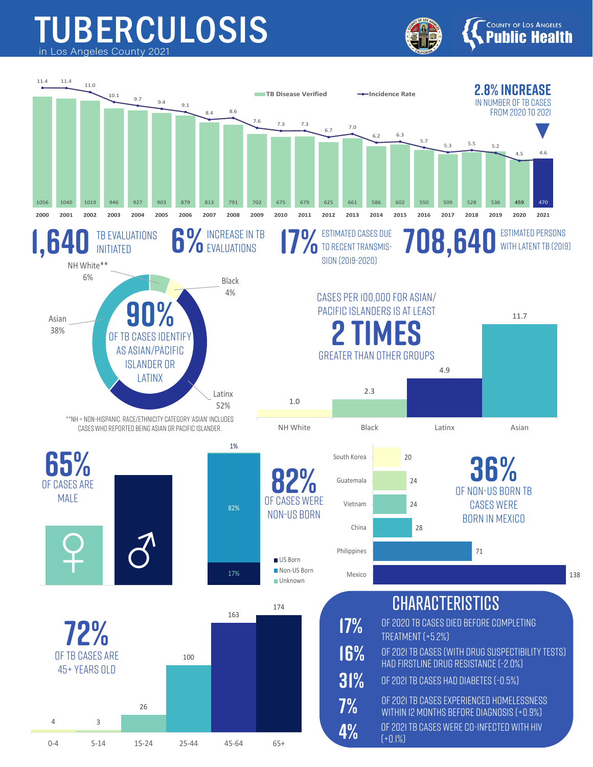# TUBERCULOSIS

in Los Angeles County 2021

County of Los Angeles Public Health

| Year | TB Disease Verified | Incidence Rate |
|---|---|---|
| 2000 | 1056 | 11.4 |
| 2001 | 1040 | 11.4 |
| 2002 | 1019 | 11.0 |
| 2003 | 946 | 10.1 |
| 2004 | 927 | 9.7 |
| 2005 | 903 | 9.4 |
| 2006 | 879 | 9.1 |
| 2007 | 813 | 8.4 |
| 2008 | 791 | 8.6 |
| 2009 | 702 | 7.6 |
| 2010 | 675 | 7.3 |
| 2011 | 679 | 7.3 |
| 2012 | 625 | 6.7 |
| 2013 | 661 | 7.0 |
| 2014 | 586 | 6.2 |
| 2015 | 602 | 6.3 |
| 2016 | 550 | 5.7 |
| 2017 | 509 | 5.3 |
| 2018 | 528 | 5.5 |
| 2019 | 536 | 5.2 |
| 2020 | 459 | 4.5 |
| 2021 | 470 | 4.6 |

**2.8% INCREASE** IN NUMBER OF TB CASES FROM 2020 TO 2021

**1,640** TB EVALUATIONS INITIATED

**6%** INCREASE IN TB EVALUATIONS

**17%** ESTIMATED CASES DUE TO RECENT TRANSMISSION (2019-2020)

**708,640** ESTIMATED PERSONS WITH LATENT TB (2019)

**90%** OF TB CASES IDENTIFY AS ASIAN/PACIFIC ISLANDER OR LATINX

| Race/Ethnicity | Percent |
|---|---|
| NH White** | 6% |
| Black | 4% |
| Latinx | 52% |
| Asian | 38% |

**NH = NON-HISPANIC. RACE/ETHNICITY CATEGORY 'ASIAN' INCLUDES CASES WHO REPORTED BEING ASIAN OR PACIFIC ISLANDER.

CASES PER 100,000 FOR ASIAN/PACIFIC ISLANDERS IS AT LEAST **2 TIMES** GREATER THAN OTHER GROUPS

| Group | Cases per 100,000 |
|---|---|
| NH White | 1.0 |
| Black | 2.3 |
| Latinx | 4.9 |
| Asian | 11.7 |

**65%** OF CASES ARE MALE

**82%** OF CASES WERE NON-US BORN

| Birth | Percent |
|---|---|
| US Born | 17% |
| Non-US Born | 82% |
| Unknown | 1% |

**36%** OF NON-US BORN TB CASES WERE BORN IN MEXICO

| Country | Cases |
|---|---|
| South Korea | 20 |
| Guatemala | 24 |
| Vietnam | 24 |
| China | 28 |
| Philippines | 71 |
| Mexico | 138 |

**72%** OF TB CASES ARE 45+ YEARS OLD

| Age | Cases |
|---|---|
| 0-4 | 4 |
| 5-14 | 3 |
| 15-24 | 26 |
| 25-44 | 100 |
| 45-64 | 163 |
| 65+ | 174 |

## CHARACTERISTICS

- **17%** OF 2020 TB CASES DIED BEFORE COMPLETING TREATMENT (+5.2%)
- **16%** OF 2021 TB CASES (WITH DRUG SUSPECTIBILITY TESTS) HAD FIRSTLINE DRUG RESISTANCE (-2.0%)
- **31%** OF 2021 TB CASES HAD DIABETES (-0.5%)
- **7%** OF 2021 TB CASES EXPERIENCED HOMELESSNESS WITHIN 12 MONTHS BEFORE DIAGNOSIS (+0.9%)
- **4%** OF 2021 TB CASES WERE CO-INFECTED WITH HIV (+0.1%)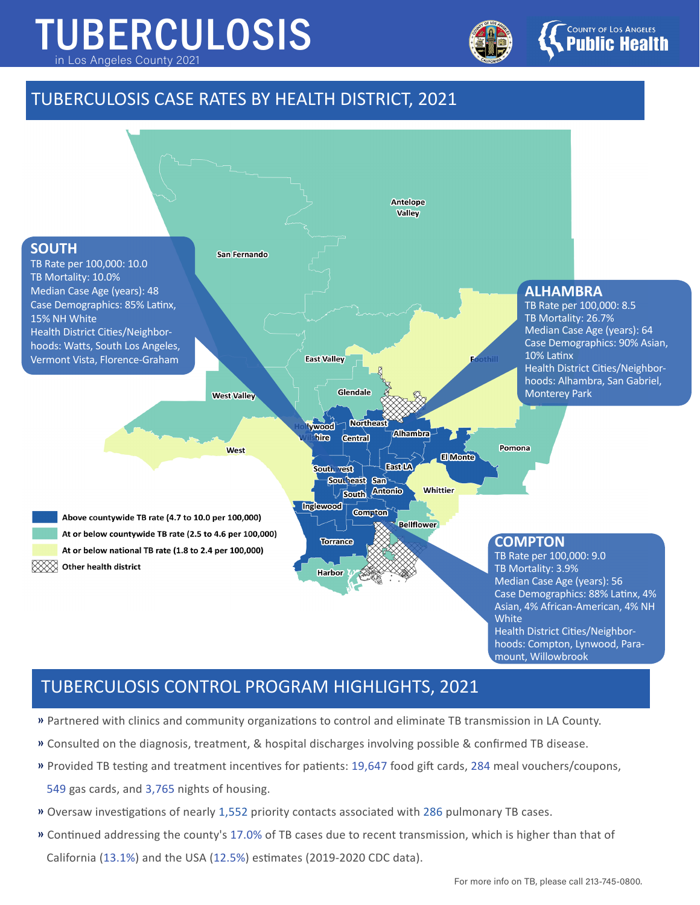# TUBERCULOSIS

in Los Angeles County 2021

County of Los Angeles Public Health

## TUBERCULOSIS CASE RATES BY HEALTH DISTRICT, 2021

Antelope Valley
San Fernando
East Valley
Foothill
Glendale
West Valley
Hollywood Wilshire
Northeast
Central
Alhambra
West
El Monte
Pomona
Southwest
East LA
Southeast
San Antonio
South
Whittier
Inglewood
Compton
Bellflower
Torrance
Harbor

Above countywide TB rate (4.7 to 10.0 per 100,000)
At or below countywide TB rate (2.5 to 4.6 per 100,000)
At or below national TB rate (1.8 to 2.4 per 100,000)
Other health district

### SOUTH

TB Rate per 100,000: 10.0
TB Mortality: 10.0%
Median Case Age (years): 48
Case Demographics: 85% Latinx, 15% NH White
Health District Cities/Neighborhoods: Watts, South Los Angeles, Vermont Vista, Florence-Graham

### ALHAMBRA

TB Rate per 100,000: 8.5
TB Mortality: 26.7%
Median Case Age (years): 64
Case Demographics: 90% Asian, 10% Latinx
Health District Cities/Neighborhoods: Alhambra, San Gabriel, Monterey Park

### COMPTON

TB Rate per 100,000: 9.0
TB Mortality: 3.9%
Median Case Age (years): 56
Case Demographics: 88% Latinx, 4% Asian, 4% African-American, 4% NH White
Health District Cities/Neighborhoods: Compton, Lynwood, Paramount, Willowbrook

## TUBERCULOSIS CONTROL PROGRAM HIGHLIGHTS, 2021

- Partnered with clinics and community organizations to control and eliminate TB transmission in LA County.
- Consulted on the diagnosis, treatment, & hospital discharges involving possible & confirmed TB disease.
- Provided TB testing and treatment incentives for patients: 19,647 food gift cards, 284 meal vouchers/coupons, 549 gas cards, and 3,765 nights of housing.
- Oversaw investigations of nearly 1,552 priority contacts associated with 286 pulmonary TB cases.
- Continued addressing the county's 17.0% of TB cases due to recent transmission, which is higher than that of California (13.1%) and the USA (12.5%) estimates (2019-2020 CDC data).

For more info on TB, please call 213-745-0800.